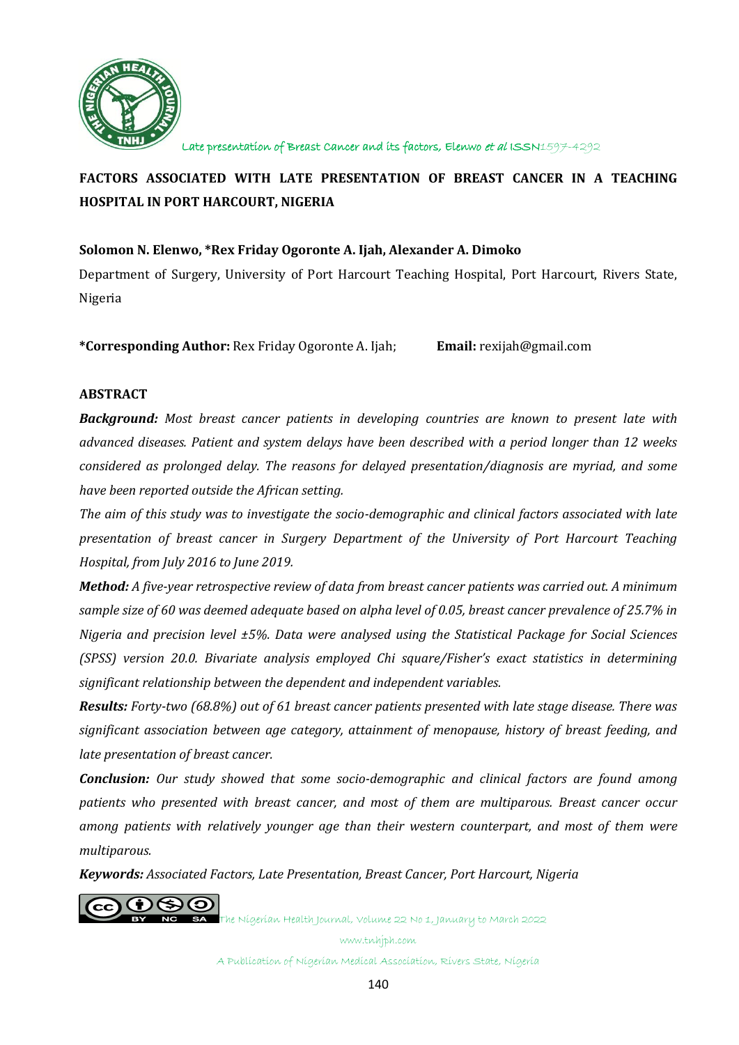# FACTORS ASSOCIATED WITH LATE PRESENTATION OF BREAST CANCER IN A TEACHING HOSPITAL IN PORT HARCOURT, NIGERIA

**Solomon N. Elenwo, *Rex Friday Ogoronte A. Ijah, Alexander A. Dimoko**

Department of Surgery, University of Port Harcourt Teaching Hospital, Port Harcourt, Rivers State, Nigeria

**\*Corresponding Author:** Rex Friday Ogoronte A. Ijah; **Email:** rexijah@gmail.com

## ABSTRACT

***Background:*** *Most breast cancer patients in developing countries are known to present late with advanced diseases. Patient and system delays have been described with a period longer than 12 weeks considered as prolonged delay. The reasons for delayed presentation/diagnosis are myriad, and some have been reported outside the African setting.*

*The aim of this study was to investigate the socio-demographic and clinical factors associated with late presentation of breast cancer in Surgery Department of the University of Port Harcourt Teaching Hospital, from July 2016 to June 2019.*

***Method:*** *A five-year retrospective review of data from breast cancer patients was carried out. A minimum sample size of 60 was deemed adequate based on alpha level of 0.05, breast cancer prevalence of 25.7% in Nigeria and precision level ±5%. Data were analysed using the Statistical Package for Social Sciences (SPSS) version 20.0. Bivariate analysis employed Chi square/Fisher's exact statistics in determining significant relationship between the dependent and independent variables.*

***Results:*** *Forty-two (68.8%) out of 61 breast cancer patients presented with late stage disease. There was significant association between age category, attainment of menopause, history of breast feeding, and late presentation of breast cancer.*

***Conclusion:*** *Our study showed that some socio-demographic and clinical factors are found among patients who presented with breast cancer, and most of them are multiparous. Breast cancer occur among patients with relatively younger age than their western counterpart, and most of them were multiparous.*

***Keywords:*** *Associated Factors, Late Presentation, Breast Cancer, Port Harcourt, Nigeria*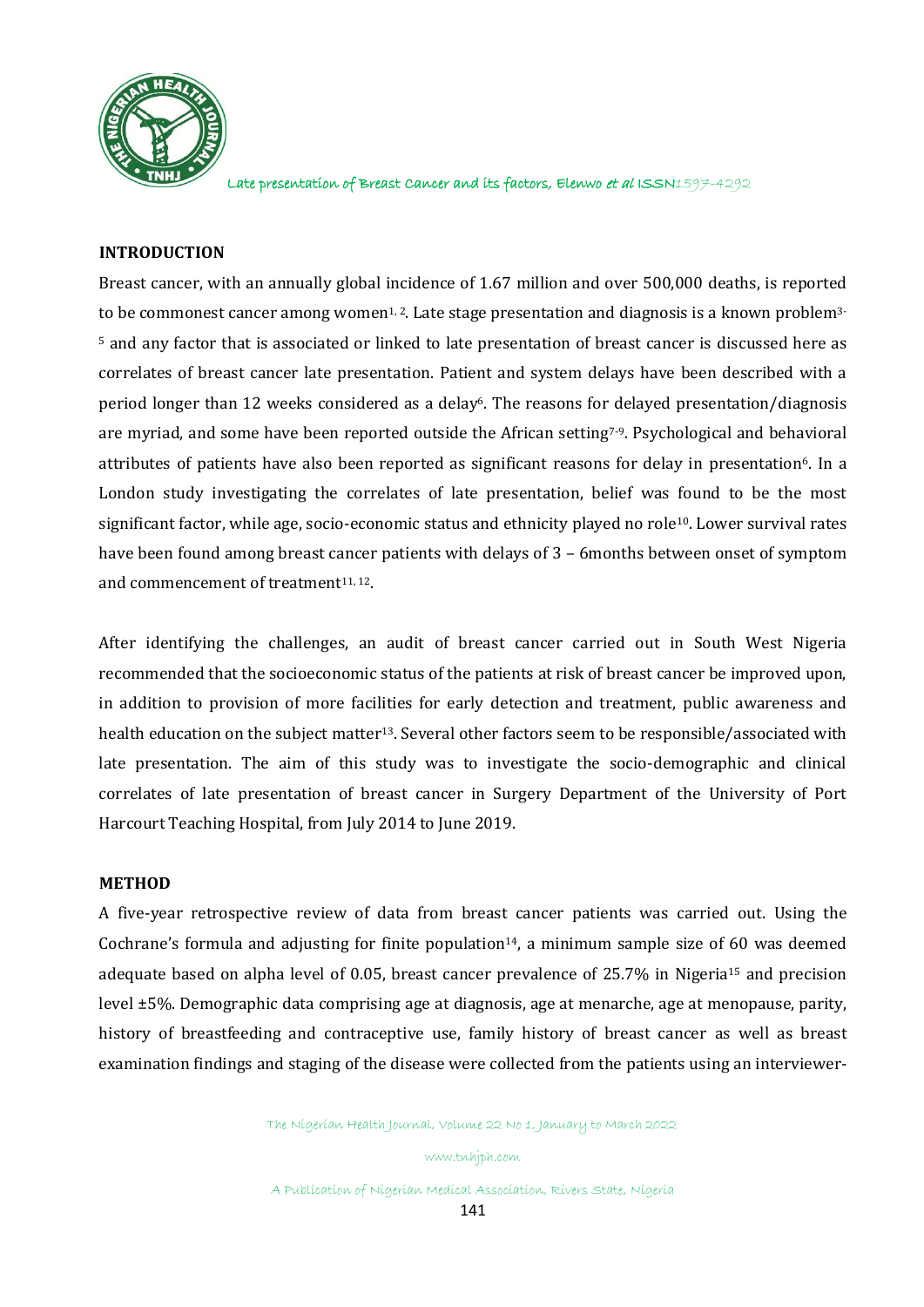## INTRODUCTION

Breast cancer, with an annually global incidence of 1.67 million and over 500,000 deaths, is reported to be commonest cancer among women[1, 2]. Late stage presentation and diagnosis is a known problem[3-5] and any factor that is associated or linked to late presentation of breast cancer is discussed here as correlates of breast cancer late presentation. Patient and system delays have been described with a period longer than 12 weeks considered as a delay[6]. The reasons for delayed presentation/diagnosis are myriad, and some have been reported outside the African setting[7-9]. Psychological and behavioral attributes of patients have also been reported as significant reasons for delay in presentation[6]. In a London study investigating the correlates of late presentation, belief was found to be the most significant factor, while age, socio-economic status and ethnicity played no role[10]. Lower survival rates have been found among breast cancer patients with delays of 3 – 6months between onset of symptom and commencement of treatment[11, 12].

After identifying the challenges, an audit of breast cancer carried out in South West Nigeria recommended that the socioeconomic status of the patients at risk of breast cancer be improved upon, in addition to provision of more facilities for early detection and treatment, public awareness and health education on the subject matter[13]. Several other factors seem to be responsible/associated with late presentation. The aim of this study was to investigate the socio-demographic and clinical correlates of late presentation of breast cancer in Surgery Department of the University of Port Harcourt Teaching Hospital, from July 2014 to June 2019.

## METHOD

A five-year retrospective review of data from breast cancer patients was carried out. Using the Cochrane's formula and adjusting for finite population[14], a minimum sample size of 60 was deemed adequate based on alpha level of 0.05, breast cancer prevalence of 25.7% in Nigeria[15] and precision level ±5%. Demographic data comprising age at diagnosis, age at menarche, age at menopause, parity, history of breastfeeding and contraceptive use, family history of breast cancer as well as breast examination findings and staging of the disease were collected from the patients using an interviewer-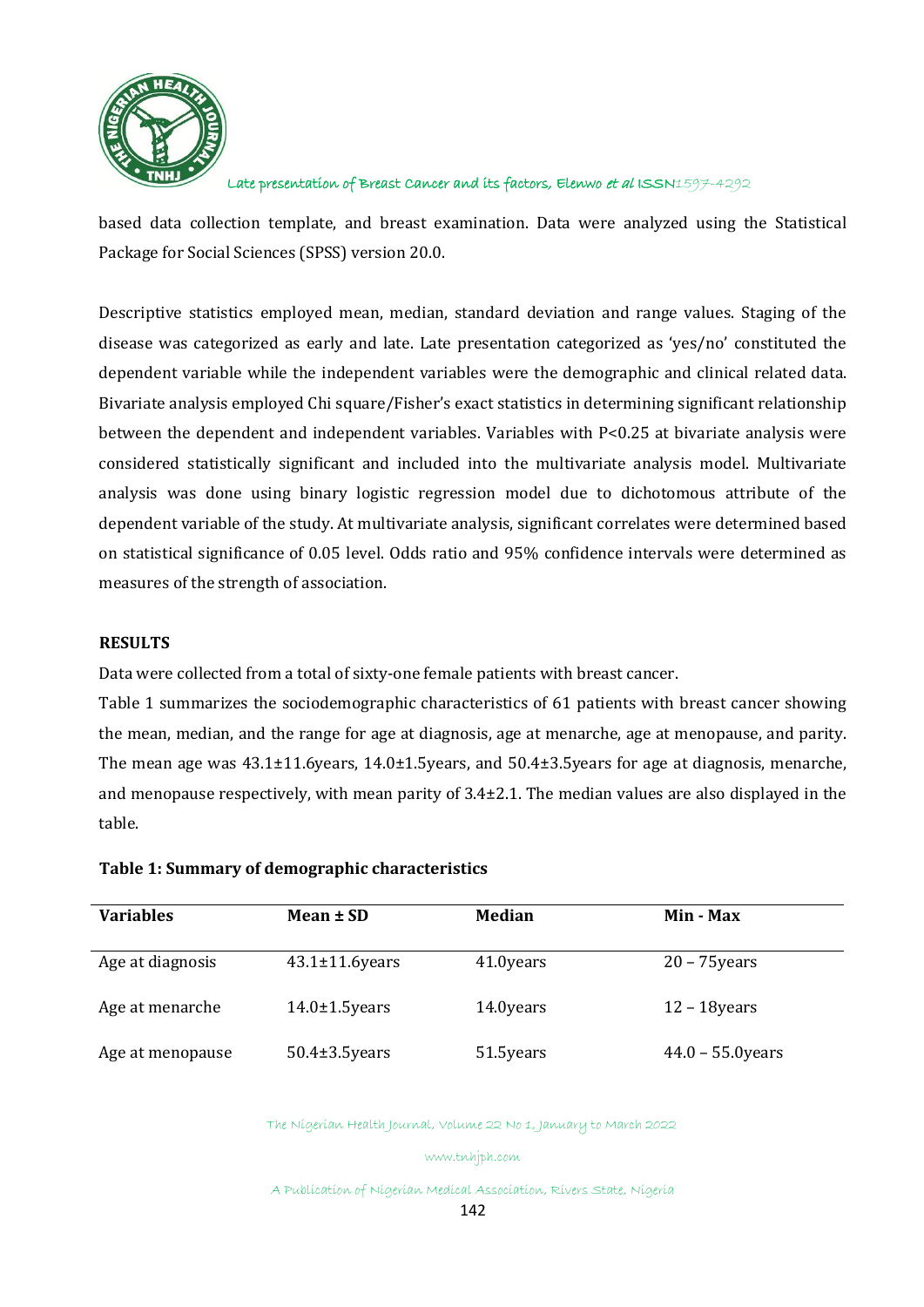based data collection template, and breast examination. Data were analyzed using the Statistical Package for Social Sciences (SPSS) version 20.0.

Descriptive statistics employed mean, median, standard deviation and range values. Staging of the disease was categorized as early and late. Late presentation categorized as 'yes/no' constituted the dependent variable while the independent variables were the demographic and clinical related data. Bivariate analysis employed Chi square/Fisher's exact statistics in determining significant relationship between the dependent and independent variables. Variables with $P<0.25$ at bivariate analysis were considered statistically significant and included into the multivariate analysis model. Multivariate analysis was done using binary logistic regression model due to dichotomous attribute of the dependent variable of the study. At multivariate analysis, significant correlates were determined based on statistical significance of 0.05 level. Odds ratio and 95% confidence intervals were determined as measures of the strength of association.

**RESULTS**

Data were collected from a total of sixty-one female patients with breast cancer.

Table 1 summarizes the sociodemographic characteristics of 61 patients with breast cancer showing the mean, median, and the range for age at diagnosis, age at menarche, age at menopause, and parity. The mean age was 43.1±11.6years, 14.0±1.5years, and 50.4±3.5years for age at diagnosis, menarche, and menopause respectively, with mean parity of 3.4±2.1. The median values are also displayed in the table.

**Table 1: Summary of demographic characteristics**

| Variables | Mean ± SD | Median | Min - Max |
|---|---|---|---|
| Age at diagnosis | 43.1±11.6years | 41.0years | 20 – 75years |
| Age at menarche | 14.0±1.5years | 14.0years | 12 – 18years |
| Age at menopause | 50.4±3.5years | 51.5years | 44.0 – 55.0years |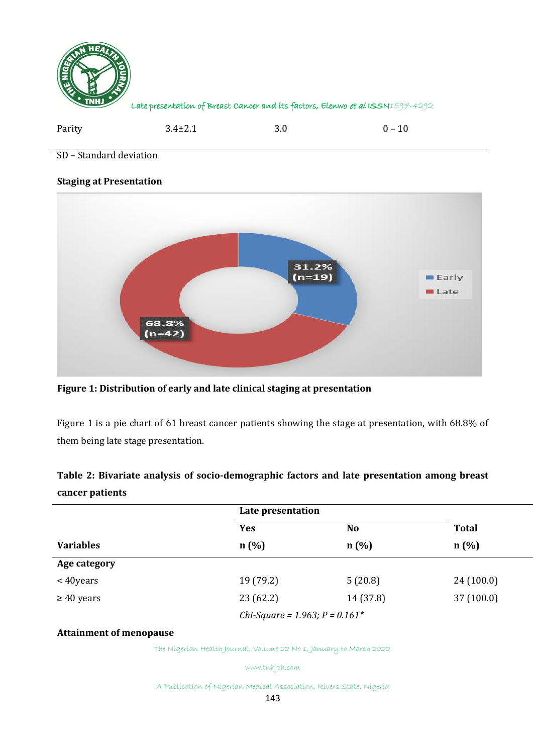| Parity | 3.4±2.1 | 3.0 | 0 – 10 |
|---|---|---|---|

SD – Standard deviation

**Staging at Presentation**

**Figure 1: Distribution of early and late clinical staging at presentation**

Figure 1 is a pie chart of 61 breast cancer patients showing the stage at presentation, with 68.8% of them being late stage presentation.

**Table 2: Bivariate analysis of socio-demographic factors and late presentation among breast cancer patients**

| | Late presentation | | |
|---|---|---|---|
| | **Yes** | **No** | **Total** |
| **Variables** | **n (%)** | **n (%)** | **n (%)** |
| **Age category** | | | |
| < 40years | 19 (79.2) | 5 (20.8) | 24 (100.0) |
| ≥ 40 years | 23 (62.2) | 14 (37.8) | 37 (100.0) |
| | *Chi-Square = 1.963; P = 0.161** | | |
| **Attainment of menopause** | | | |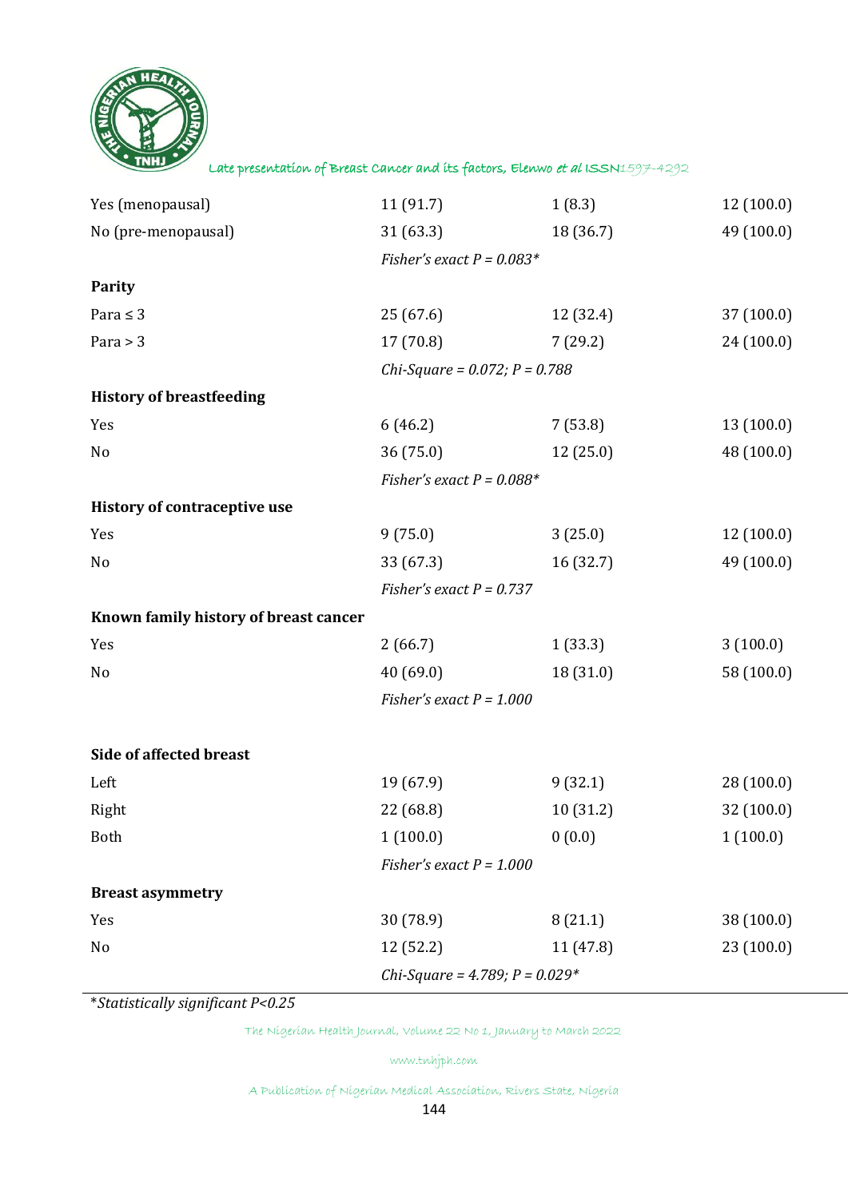| | | | |
|---|---|---|---|
| Yes (menopausal) | 11 (91.7) | 1 (8.3) | 12 (100.0) |
| No (pre-menopausal) | 31 (63.3) | 18 (36.7) | 49 (100.0) |
| | *Fisher's exact P = 0.083** | | |
| **Parity** | | | |
| Para ≤ 3 | 25 (67.6) | 12 (32.4) | 37 (100.0) |
| Para > 3 | 17 (70.8) | 7 (29.2) | 24 (100.0) |
| | *Chi-Square = 0.072; P = 0.788* | | |
| **History of breastfeeding** | | | |
| Yes | 6 (46.2) | 7 (53.8) | 13 (100.0) |
| No | 36 (75.0) | 12 (25.0) | 48 (100.0) |
| | *Fisher's exact P = 0.088** | | |
| **History of contraceptive use** | | | |
| Yes | 9 (75.0) | 3 (25.0) | 12 (100.0) |
| No | 33 (67.3) | 16 (32.7) | 49 (100.0) |
| | *Fisher's exact P = 0.737* | | |
| **Known family history of breast cancer** | | | |
| Yes | 2 (66.7) | 1 (33.3) | 3 (100.0) |
| No | 40 (69.0) | 18 (31.0) | 58 (100.0) |
| | *Fisher's exact P = 1.000* | | |
| **Side of affected breast** | | | |
| Left | 19 (67.9) | 9 (32.1) | 28 (100.0) |
| Right | 22 (68.8) | 10 (31.2) | 32 (100.0) |
| Both | 1 (100.0) | 0 (0.0) | 1 (100.0) |
| | *Fisher's exact P = 1.000* | | |
| **Breast asymmetry** | | | |
| Yes | 30 (78.9) | 8 (21.1) | 38 (100.0) |
| No | 12 (52.2) | 11 (47.8) | 23 (100.0) |
| | *Chi-Square = 4.789; P = 0.029** | | |

**Statistically significant P<0.25*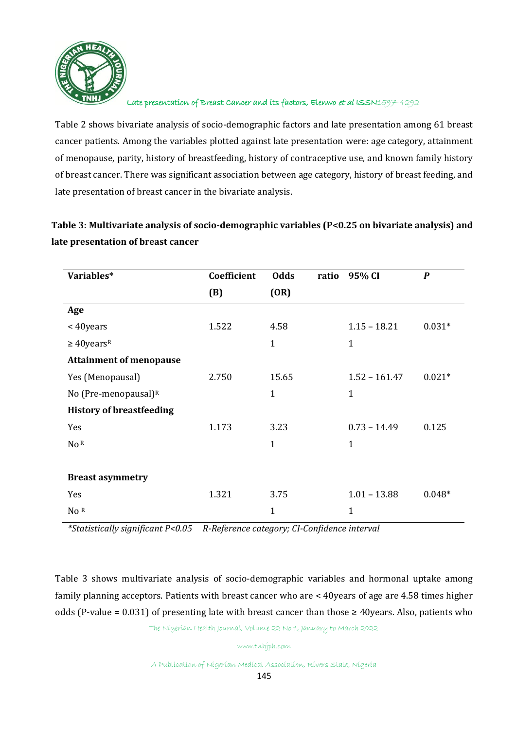Table 2 shows bivariate analysis of socio-demographic factors and late presentation among 61 breast cancer patients. Among the variables plotted against late presentation were: age category, attainment of menopause, parity, history of breastfeeding, history of contraceptive use, and known family history of breast cancer. There was significant association between age category, history of breast feeding, and late presentation of breast cancer in the bivariate analysis.

**Table 3: Multivariate analysis of socio-demographic variables (P<0.25 on bivariate analysis) and late presentation of breast cancer**

| Variables* | Coefficient (B) | Odds ratio (OR) | 95% CI | *P* |
|---|---|---|---|---|
| **Age** | | | | |
| < 40years | 1.522 | 4.58 | 1.15 – 18.21 | 0.031* |
| ≥ 40years[R] | | 1 | 1 | |
| **Attainment of menopause** | | | | |
| Yes (Menopausal) | 2.750 | 15.65 | 1.52 – 161.47 | 0.021* |
| No (Pre-menopausal)[R] | | 1 | 1 | |
| **History of breastfeeding** | | | | |
| Yes | 1.173 | 3.23 | 0.73 – 14.49 | 0.125 |
| No [R] | | 1 | 1 | |
| **Breast asymmetry** | | | | |
| Yes | 1.321 | 3.75 | 1.01 – 13.88 | 0.048* |
| No [R] | | 1 | 1 | |

*\*Statistically significant P<0.05 R-Reference category; CI-Confidence interval*

Table 3 shows multivariate analysis of socio-demographic variables and hormonal uptake among family planning acceptors. Patients with breast cancer who are < 40years of age are 4.58 times higher odds (P-value = 0.031) of presenting late with breast cancer than those ≥ 40years. Also, patients who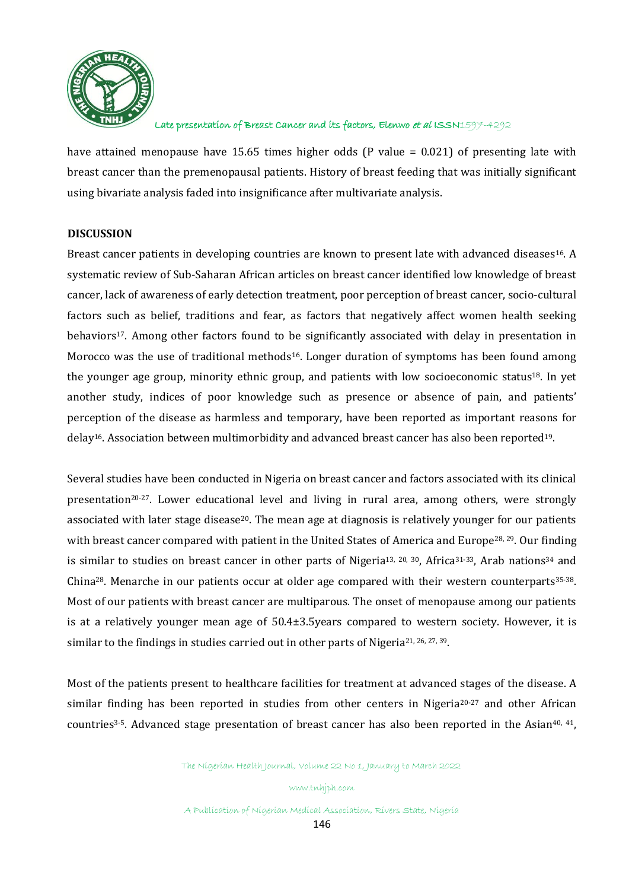have attained menopause have 15.65 times higher odds (P value = 0.021) of presenting late with breast cancer than the premenopausal patients. History of breast feeding that was initially significant using bivariate analysis faded into insignificance after multivariate analysis.

## DISCUSSION

Breast cancer patients in developing countries are known to present late with advanced diseases[16]. A systematic review of Sub-Saharan African articles on breast cancer identified low knowledge of breast cancer, lack of awareness of early detection treatment, poor perception of breast cancer, socio-cultural factors such as belief, traditions and fear, as factors that negatively affect women health seeking behaviors[17]. Among other factors found to be significantly associated with delay in presentation in Morocco was the use of traditional methods[16]. Longer duration of symptoms has been found among the younger age group, minority ethnic group, and patients with low socioeconomic status[18]. In yet another study, indices of poor knowledge such as presence or absence of pain, and patients' perception of the disease as harmless and temporary, have been reported as important reasons for delay[16]. Association between multimorbidity and advanced breast cancer has also been reported[19].

Several studies have been conducted in Nigeria on breast cancer and factors associated with its clinical presentation[20-27]. Lower educational level and living in rural area, among others, were strongly associated with later stage disease[20]. The mean age at diagnosis is relatively younger for our patients with breast cancer compared with patient in the United States of America and Europe[28, 29]. Our finding is similar to studies on breast cancer in other parts of Nigeria[13, 20, 30], Africa[31-33], Arab nations[34] and China[28]. Menarche in our patients occur at older age compared with their western counterparts[35-38]. Most of our patients with breast cancer are multiparous. The onset of menopause among our patients is at a relatively younger mean age of 50.4±3.5years compared to western society. However, it is similar to the findings in studies carried out in other parts of Nigeria[21, 26, 27, 39].

Most of the patients present to healthcare facilities for treatment at advanced stages of the disease. A similar finding has been reported in studies from other centers in Nigeria[20-27] and other African countries[3-5]. Advanced stage presentation of breast cancer has also been reported in the Asian[40, 41],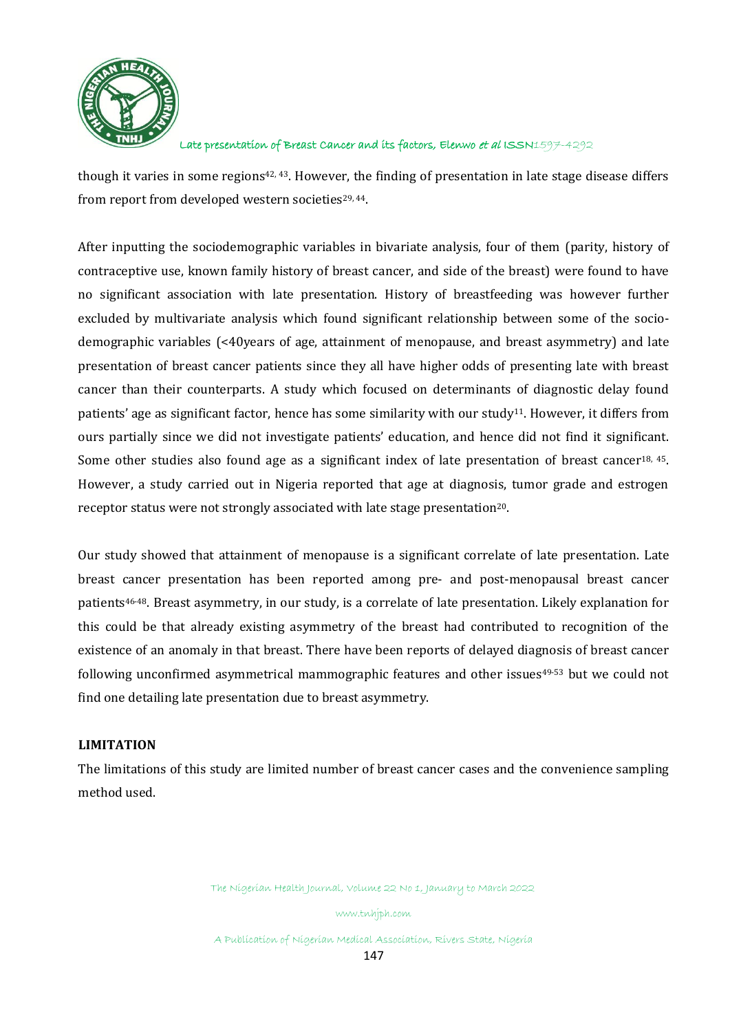though it varies in some regions[42, 43]. However, the finding of presentation in late stage disease differs from report from developed western societies[29, 44].

After inputting the sociodemographic variables in bivariate analysis, four of them (parity, history of contraceptive use, known family history of breast cancer, and side of the breast) were found to have no significant association with late presentation. History of breastfeeding was however further excluded by multivariate analysis which found significant relationship between some of the socio-demographic variables (<40years of age, attainment of menopause, and breast asymmetry) and late presentation of breast cancer patients since they all have higher odds of presenting late with breast cancer than their counterparts. A study which focused on determinants of diagnostic delay found patients' age as significant factor, hence has some similarity with our study[11]. However, it differs from ours partially since we did not investigate patients' education, and hence did not find it significant. Some other studies also found age as a significant index of late presentation of breast cancer[18, 45]. However, a study carried out in Nigeria reported that age at diagnosis, tumor grade and estrogen receptor status were not strongly associated with late stage presentation[20].

Our study showed that attainment of menopause is a significant correlate of late presentation. Late breast cancer presentation has been reported among pre- and post-menopausal breast cancer patients[46-48]. Breast asymmetry, in our study, is a correlate of late presentation. Likely explanation for this could be that already existing asymmetry of the breast had contributed to recognition of the existence of an anomaly in that breast. There have been reports of delayed diagnosis of breast cancer following unconfirmed asymmetrical mammographic features and other issues[49-53] but we could not find one detailing late presentation due to breast asymmetry.

## LIMITATION

The limitations of this study are limited number of breast cancer cases and the convenience sampling method used.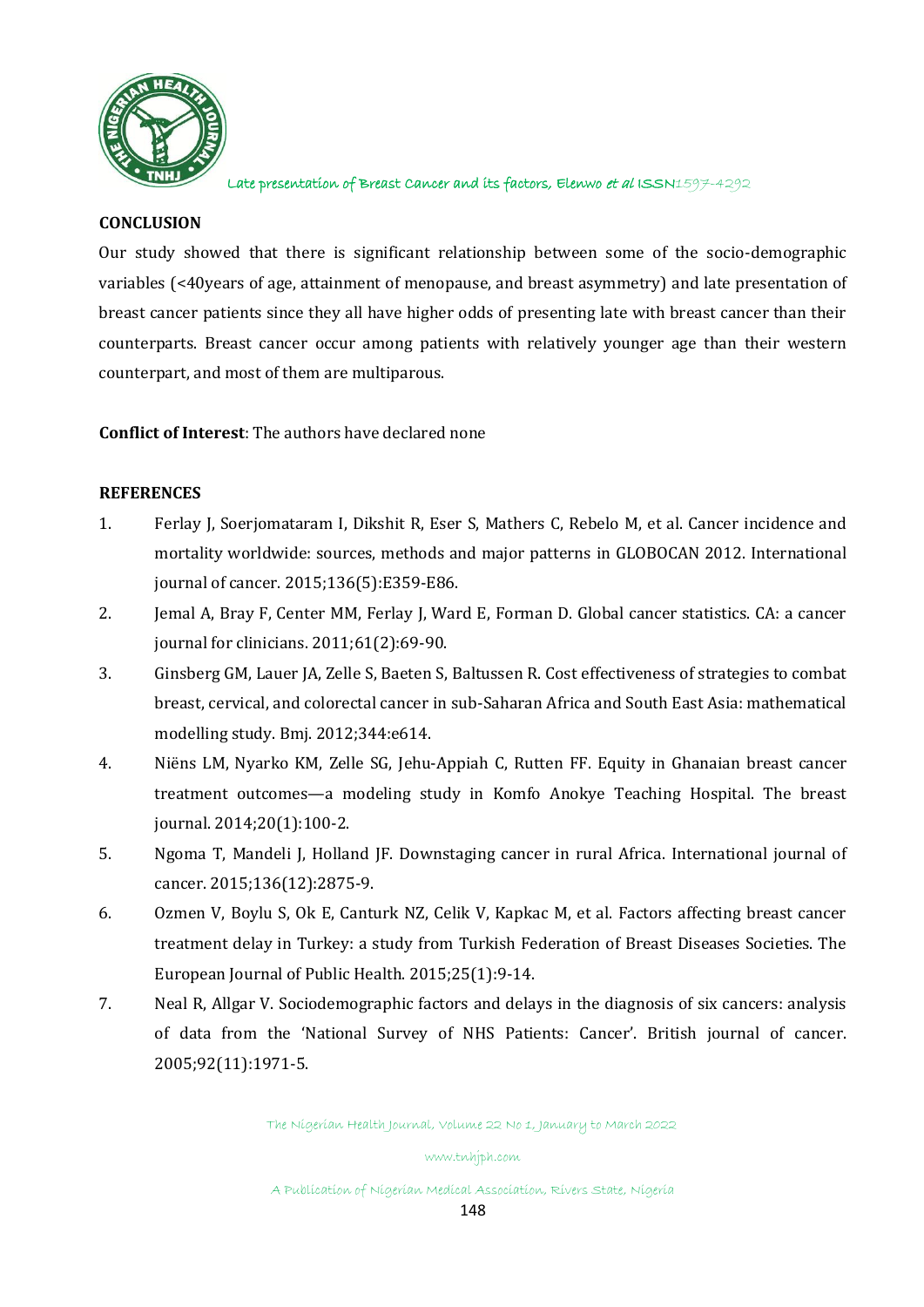## CONCLUSION

Our study showed that there is significant relationship between some of the socio-demographic variables (<40years of age, attainment of menopause, and breast asymmetry) and late presentation of breast cancer patients since they all have higher odds of presenting late with breast cancer than their counterparts. Breast cancer occur among patients with relatively younger age than their western counterpart, and most of them are multiparous.

**Conflict of Interest**: The authors have declared none

## REFERENCES

1. Ferlay J, Soerjomataram I, Dikshit R, Eser S, Mathers C, Rebelo M, et al. Cancer incidence and mortality worldwide: sources, methods and major patterns in GLOBOCAN 2012. International journal of cancer. 2015;136(5):E359-E86.
2. Jemal A, Bray F, Center MM, Ferlay J, Ward E, Forman D. Global cancer statistics. CA: a cancer journal for clinicians. 2011;61(2):69-90.
3. Ginsberg GM, Lauer JA, Zelle S, Baeten S, Baltussen R. Cost effectiveness of strategies to combat breast, cervical, and colorectal cancer in sub-Saharan Africa and South East Asia: mathematical modelling study. Bmj. 2012;344:e614.
4. Niëns LM, Nyarko KM, Zelle SG, Jehu-Appiah C, Rutten FF. Equity in Ghanaian breast cancer treatment outcomes—a modeling study in Komfo Anokye Teaching Hospital. The breast journal. 2014;20(1):100-2.
5. Ngoma T, Mandeli J, Holland JF. Downstaging cancer in rural Africa. International journal of cancer. 2015;136(12):2875-9.
6. Ozmen V, Boylu S, Ok E, Canturk NZ, Celik V, Kapkac M, et al. Factors affecting breast cancer treatment delay in Turkey: a study from Turkish Federation of Breast Diseases Societies. The European Journal of Public Health. 2015;25(1):9-14.
7. Neal R, Allgar V. Sociodemographic factors and delays in the diagnosis of six cancers: analysis of data from the 'National Survey of NHS Patients: Cancer'. British journal of cancer. 2005;92(11):1971-5.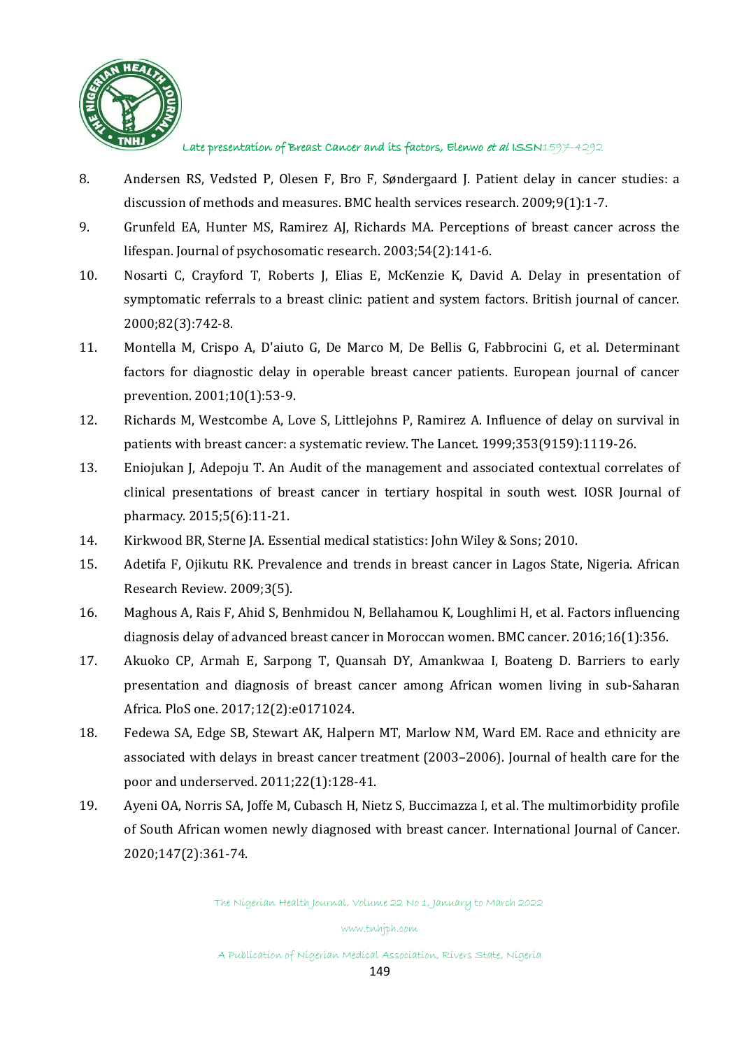8. Andersen RS, Vedsted P, Olesen F, Bro F, Søndergaard J. Patient delay in cancer studies: a discussion of methods and measures. BMC health services research. 2009;9(1):1-7.
9. Grunfeld EA, Hunter MS, Ramirez AJ, Richards MA. Perceptions of breast cancer across the lifespan. Journal of psychosomatic research. 2003;54(2):141-6.
10. Nosarti C, Crayford T, Roberts J, Elias E, McKenzie K, David A. Delay in presentation of symptomatic referrals to a breast clinic: patient and system factors. British journal of cancer. 2000;82(3):742-8.
11. Montella M, Crispo A, D'aiuto G, De Marco M, De Bellis G, Fabbrocini G, et al. Determinant factors for diagnostic delay in operable breast cancer patients. European journal of cancer prevention. 2001;10(1):53-9.
12. Richards M, Westcombe A, Love S, Littlejohns P, Ramirez A. Influence of delay on survival in patients with breast cancer: a systematic review. The Lancet. 1999;353(9159):1119-26.
13. Eniojukan J, Adepoju T. An Audit of the management and associated contextual correlates of clinical presentations of breast cancer in tertiary hospital in south west. IOSR Journal of pharmacy. 2015;5(6):11-21.
14. Kirkwood BR, Sterne JA. Essential medical statistics: John Wiley & Sons; 2010.
15. Adetifa F, Ojikutu RK. Prevalence and trends in breast cancer in Lagos State, Nigeria. African Research Review. 2009;3(5).
16. Maghous A, Rais F, Ahid S, Benhmidou N, Bellahamou K, Loughlimi H, et al. Factors influencing diagnosis delay of advanced breast cancer in Moroccan women. BMC cancer. 2016;16(1):356.
17. Akuoko CP, Armah E, Sarpong T, Quansah DY, Amankwaa I, Boateng D. Barriers to early presentation and diagnosis of breast cancer among African women living in sub-Saharan Africa. PloS one. 2017;12(2):e0171024.
18. Fedewa SA, Edge SB, Stewart AK, Halpern MT, Marlow NM, Ward EM. Race and ethnicity are associated with delays in breast cancer treatment (2003–2006). Journal of health care for the poor and underserved. 2011;22(1):128-41.
19. Ayeni OA, Norris SA, Joffe M, Cubasch H, Nietz S, Buccimazza I, et al. The multimorbidity profile of South African women newly diagnosed with breast cancer. International Journal of Cancer. 2020;147(2):361-74.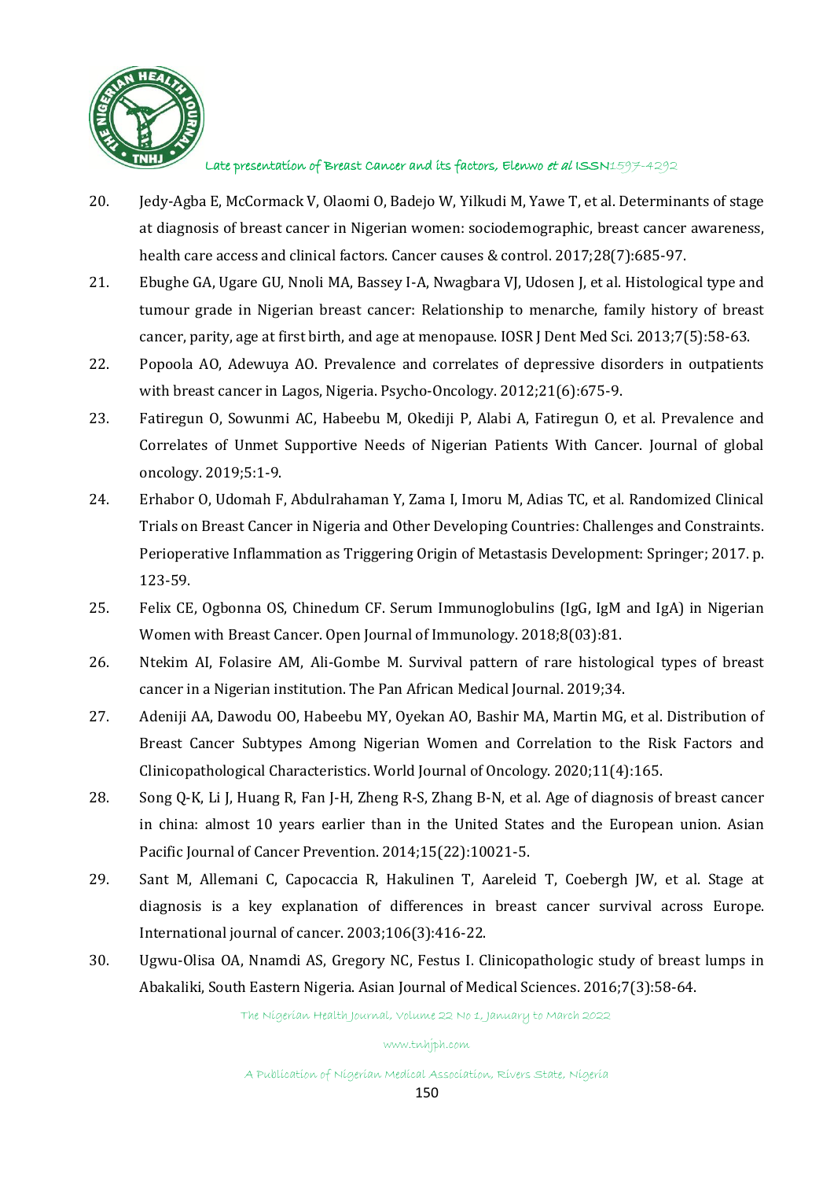20. Jedy-Agba E, McCormack V, Olaomi O, Badejo W, Yilkudi M, Yawe T, et al. Determinants of stage at diagnosis of breast cancer in Nigerian women: sociodemographic, breast cancer awareness, health care access and clinical factors. Cancer causes & control. 2017;28(7):685-97.
21. Ebughe GA, Ugare GU, Nnoli MA, Bassey I-A, Nwagbara VJ, Udosen J, et al. Histological type and tumour grade in Nigerian breast cancer: Relationship to menarche, family history of breast cancer, parity, age at first birth, and age at menopause. IOSR J Dent Med Sci. 2013;7(5):58-63.
22. Popoola AO, Adewuya AO. Prevalence and correlates of depressive disorders in outpatients with breast cancer in Lagos, Nigeria. Psycho-Oncology. 2012;21(6):675-9.
23. Fatiregun O, Sowunmi AC, Habeebu M, Okediji P, Alabi A, Fatiregun O, et al. Prevalence and Correlates of Unmet Supportive Needs of Nigerian Patients With Cancer. Journal of global oncology. 2019;5:1-9.
24. Erhabor O, Udomah F, Abdulrahaman Y, Zama I, Imoru M, Adias TC, et al. Randomized Clinical Trials on Breast Cancer in Nigeria and Other Developing Countries: Challenges and Constraints. Perioperative Inflammation as Triggering Origin of Metastasis Development: Springer; 2017. p. 123-59.
25. Felix CE, Ogbonna OS, Chinedum CF. Serum Immunoglobulins (IgG, IgM and IgA) in Nigerian Women with Breast Cancer. Open Journal of Immunology. 2018;8(03):81.
26. Ntekim AI, Folasire AM, Ali-Gombe M. Survival pattern of rare histological types of breast cancer in a Nigerian institution. The Pan African Medical Journal. 2019;34.
27. Adeniji AA, Dawodu OO, Habeebu MY, Oyekan AO, Bashir MA, Martin MG, et al. Distribution of Breast Cancer Subtypes Among Nigerian Women and Correlation to the Risk Factors and Clinicopathological Characteristics. World Journal of Oncology. 2020;11(4):165.
28. Song Q-K, Li J, Huang R, Fan J-H, Zheng R-S, Zhang B-N, et al. Age of diagnosis of breast cancer in china: almost 10 years earlier than in the United States and the European union. Asian Pacific Journal of Cancer Prevention. 2014;15(22):10021-5.
29. Sant M, Allemani C, Capocaccia R, Hakulinen T, Aareleid T, Coebergh JW, et al. Stage at diagnosis is a key explanation of differences in breast cancer survival across Europe. International journal of cancer. 2003;106(3):416-22.
30. Ugwu-Olisa OA, Nnamdi AS, Gregory NC, Festus I. Clinicopathologic study of breast lumps in Abakaliki, South Eastern Nigeria. Asian Journal of Medical Sciences. 2016;7(3):58-64.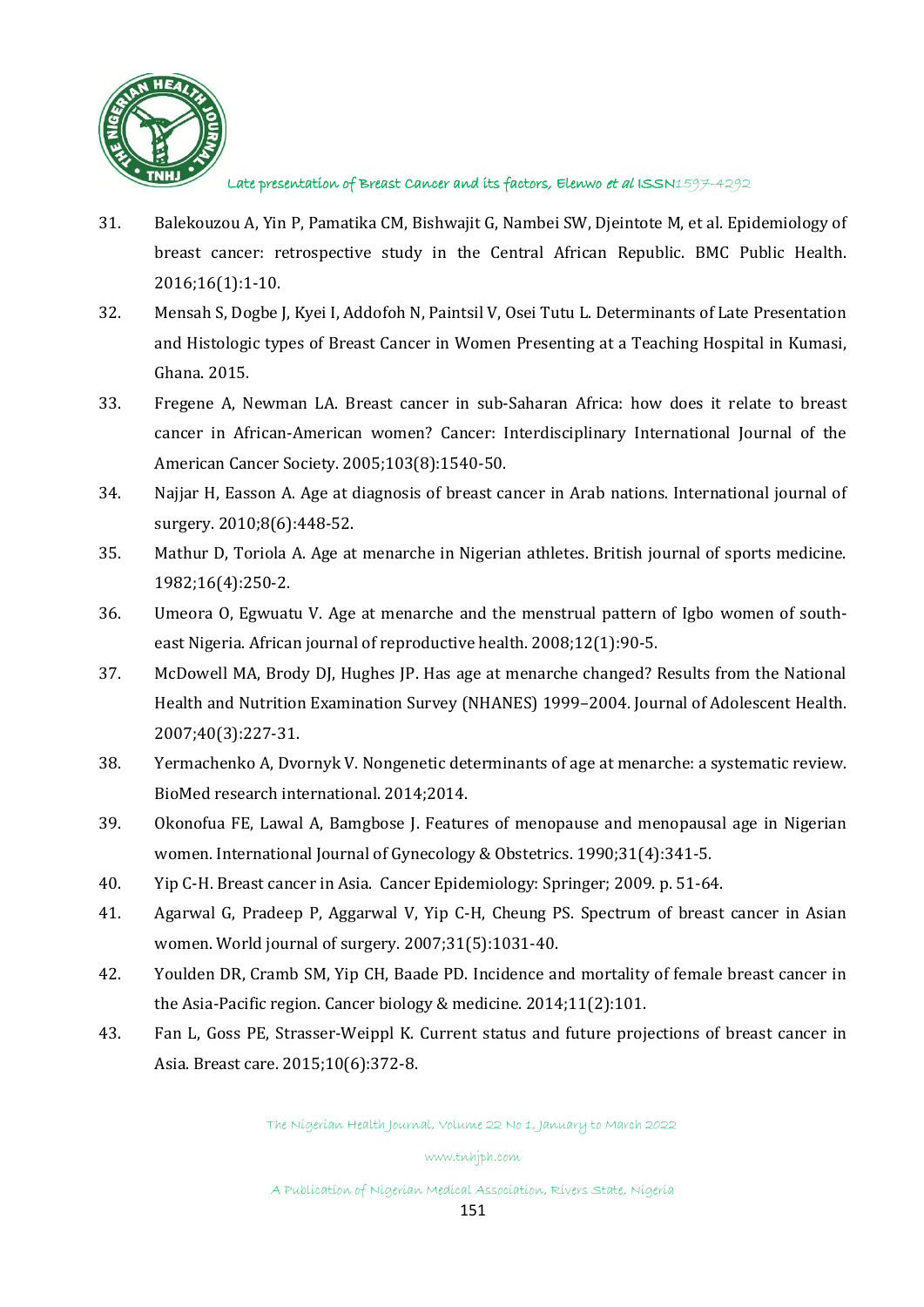31. Balekouzou A, Yin P, Pamatika CM, Bishwajit G, Nambei SW, Djeintote M, et al. Epidemiology of breast cancer: retrospective study in the Central African Republic. BMC Public Health. 2016;16(1):1-10.
32. Mensah S, Dogbe J, Kyei I, Addofoh N, Paintsil V, Osei Tutu L. Determinants of Late Presentation and Histologic types of Breast Cancer in Women Presenting at a Teaching Hospital in Kumasi, Ghana. 2015.
33. Fregene A, Newman LA. Breast cancer in sub-Saharan Africa: how does it relate to breast cancer in African-American women? Cancer: Interdisciplinary International Journal of the American Cancer Society. 2005;103(8):1540-50.
34. Najjar H, Easson A. Age at diagnosis of breast cancer in Arab nations. International journal of surgery. 2010;8(6):448-52.
35. Mathur D, Toriola A. Age at menarche in Nigerian athletes. British journal of sports medicine. 1982;16(4):250-2.
36. Umeora O, Egwuatu V. Age at menarche and the menstrual pattern of Igbo women of south-east Nigeria. African journal of reproductive health. 2008;12(1):90-5.
37. McDowell MA, Brody DJ, Hughes JP. Has age at menarche changed? Results from the National Health and Nutrition Examination Survey (NHANES) 1999–2004. Journal of Adolescent Health. 2007;40(3):227-31.
38. Yermachenko A, Dvornyk V. Nongenetic determinants of age at menarche: a systematic review. BioMed research international. 2014;2014.
39. Okonofua FE, Lawal A, Bamgbose J. Features of menopause and menopausal age in Nigerian women. International Journal of Gynecology & Obstetrics. 1990;31(4):341-5.
40. Yip C-H. Breast cancer in Asia. Cancer Epidemiology: Springer; 2009. p. 51-64.
41. Agarwal G, Pradeep P, Aggarwal V, Yip C-H, Cheung PS. Spectrum of breast cancer in Asian women. World journal of surgery. 2007;31(5):1031-40.
42. Youlden DR, Cramb SM, Yip CH, Baade PD. Incidence and mortality of female breast cancer in the Asia-Pacific region. Cancer biology & medicine. 2014;11(2):101.
43. Fan L, Goss PE, Strasser-Weippl K. Current status and future projections of breast cancer in Asia. Breast care. 2015;10(6):372-8.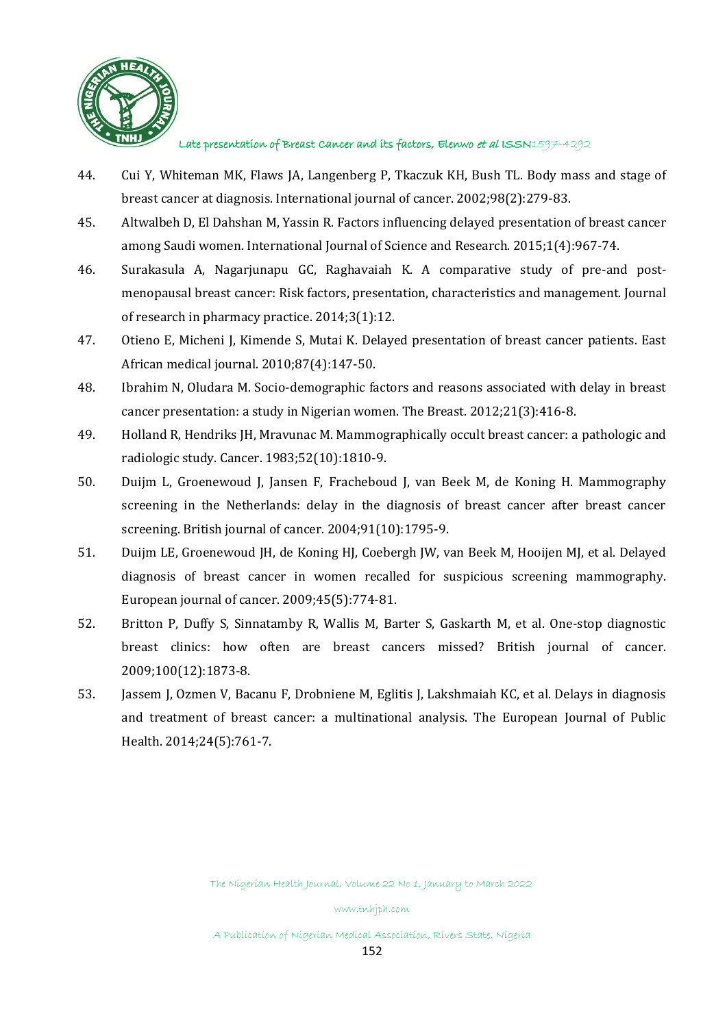44. Cui Y, Whiteman MK, Flaws JA, Langenberg P, Tkaczuk KH, Bush TL. Body mass and stage of breast cancer at diagnosis. International journal of cancer. 2002;98(2):279-83.
45. Altwalbeh D, El Dahshan M, Yassin R. Factors influencing delayed presentation of breast cancer among Saudi women. International Journal of Science and Research. 2015;1(4):967-74.
46. Surakasula A, Nagarjunapu GC, Raghavaiah K. A comparative study of pre-and post-menopausal breast cancer: Risk factors, presentation, characteristics and management. Journal of research in pharmacy practice. 2014;3(1):12.
47. Otieno E, Micheni J, Kimende S, Mutai K. Delayed presentation of breast cancer patients. East African medical journal. 2010;87(4):147-50.
48. Ibrahim N, Oludara M. Socio-demographic factors and reasons associated with delay in breast cancer presentation: a study in Nigerian women. The Breast. 2012;21(3):416-8.
49. Holland R, Hendriks JH, Mravunac M. Mammographically occult breast cancer: a pathologic and radiologic study. Cancer. 1983;52(10):1810-9.
50. Duijm L, Groenewoud J, Jansen F, Fracheboud J, van Beek M, de Koning H. Mammography screening in the Netherlands: delay in the diagnosis of breast cancer after breast cancer screening. British journal of cancer. 2004;91(10):1795-9.
51. Duijm LE, Groenewoud JH, de Koning HJ, Coebergh JW, van Beek M, Hooijen MJ, et al. Delayed diagnosis of breast cancer in women recalled for suspicious screening mammography. European journal of cancer. 2009;45(5):774-81.
52. Britton P, Duffy S, Sinnatamby R, Wallis M, Barter S, Gaskarth M, et al. One-stop diagnostic breast clinics: how often are breast cancers missed? British journal of cancer. 2009;100(12):1873-8.
53. Jassem J, Ozmen V, Bacanu F, Drobniene M, Eglitis J, Lakshmaiah KC, et al. Delays in diagnosis and treatment of breast cancer: a multinational analysis. The European Journal of Public Health. 2014;24(5):761-7.